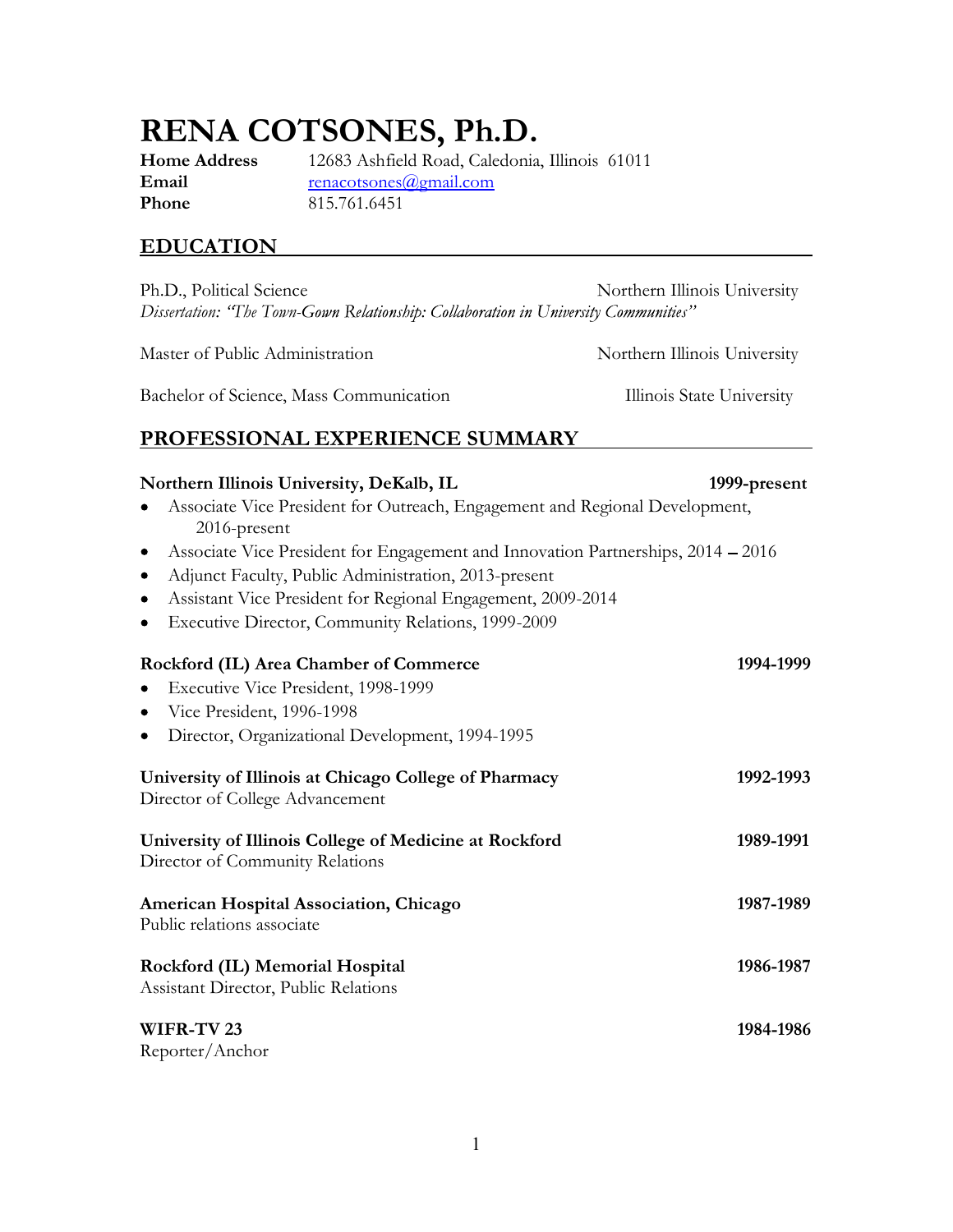# RENA COTSONES, Ph.D.

**Home Address** 12683 Ashfield Road, Caledonia, Illinois 61011
**Email** renacotsones@gmail.com
**Phone** 815.761.6451

## EDUCATION

Ph.D., Political Science — Northern Illinois University
*Dissertation: "The Town-Gown Relationship: Collaboration in University Communities"*

Master of Public Administration — Northern Illinois University

Bachelor of Science, Mass Communication — Illinois State University

## PROFESSIONAL EXPERIENCE SUMMARY

**Northern Illinois University, DeKalb, IL** — **1999-present**

- Associate Vice President for Outreach, Engagement and Regional Development, 2016-present
- Associate Vice President for Engagement and Innovation Partnerships, 2014 – 2016
- Adjunct Faculty, Public Administration, 2013-present
- Assistant Vice President for Regional Engagement, 2009-2014
- Executive Director, Community Relations, 1999-2009

**Rockford (IL) Area Chamber of Commerce** — **1994-1999**

- Executive Vice President, 1998-1999
- Vice President, 1996-1998
- Director, Organizational Development, 1994-1995

**University of Illinois at Chicago College of Pharmacy** — **1992-1993**
Director of College Advancement

**University of Illinois College of Medicine at Rockford** — **1989-1991**
Director of Community Relations

**American Hospital Association, Chicago** — **1987-1989**
Public relations associate

**Rockford (IL) Memorial Hospital** — **1986-1987**
Assistant Director, Public Relations

**WIFR-TV 23** — **1984-1986**
Reporter/Anchor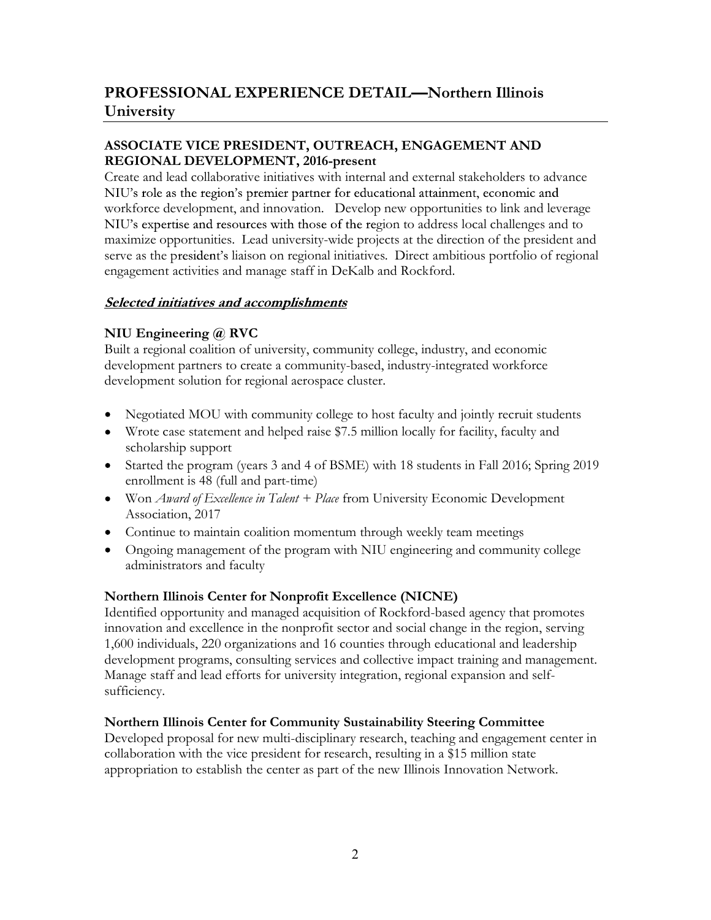## PROFESSIONAL EXPERIENCE DETAIL—Northern Illinois University

### ASSOCIATE VICE PRESIDENT, OUTREACH, ENGAGEMENT AND REGIONAL DEVELOPMENT, 2016-present

Create and lead collaborative initiatives with internal and external stakeholders to advance NIU's role as the region's premier partner for educational attainment, economic and workforce development, and innovation. Develop new opportunities to link and leverage NIU's expertise and resources with those of the region to address local challenges and to maximize opportunities. Lead university-wide projects at the direction of the president and serve as the president's liaison on regional initiatives. Direct ambitious portfolio of regional engagement activities and manage staff in DeKalb and Rockford.

***Selected initiatives and accomplishments***

### NIU Engineering @ RVC

Built a regional coalition of university, community college, industry, and economic development partners to create a community-based, industry-integrated workforce development solution for regional aerospace cluster.

- Negotiated MOU with community college to host faculty and jointly recruit students
- Wrote case statement and helped raise $7.5 million locally for facility, faculty and scholarship support
- Started the program (years 3 and 4 of BSME) with 18 students in Fall 2016; Spring 2019 enrollment is 48 (full and part-time)
- Won *Award of Excellence in Talent + Place* from University Economic Development Association, 2017
- Continue to maintain coalition momentum through weekly team meetings
- Ongoing management of the program with NIU engineering and community college administrators and faculty

### Northern Illinois Center for Nonprofit Excellence (NICNE)

Identified opportunity and managed acquisition of Rockford-based agency that promotes innovation and excellence in the nonprofit sector and social change in the region, serving 1,600 individuals, 220 organizations and 16 counties through educational and leadership development programs, consulting services and collective impact training and management. Manage staff and lead efforts for university integration, regional expansion and self-sufficiency.

### Northern Illinois Center for Community Sustainability Steering Committee

Developed proposal for new multi-disciplinary research, teaching and engagement center in collaboration with the vice president for research, resulting in a $15 million state appropriation to establish the center as part of the new Illinois Innovation Network.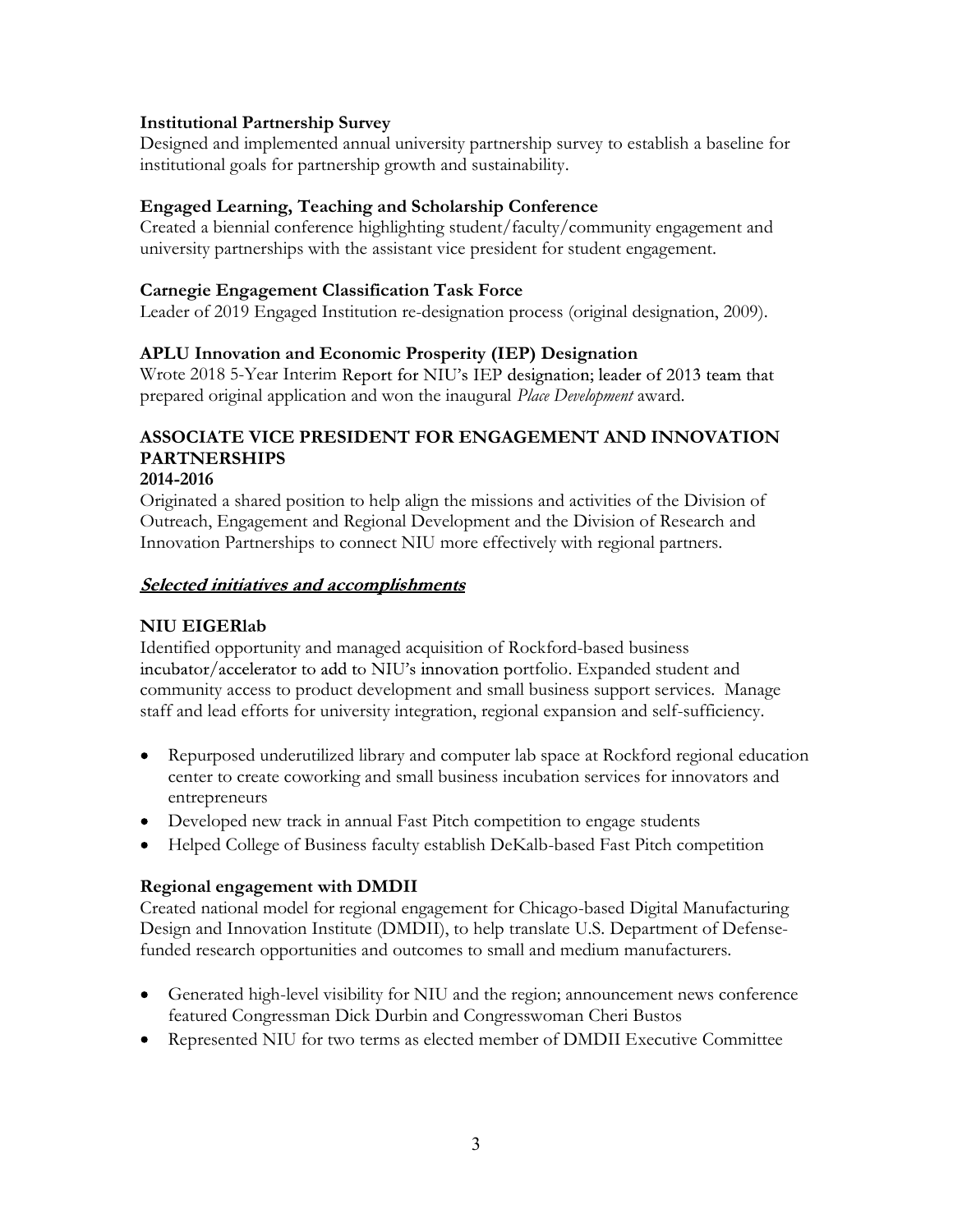**Institutional Partnership Survey**
Designed and implemented annual university partnership survey to establish a baseline for institutional goals for partnership growth and sustainability.

**Engaged Learning, Teaching and Scholarship Conference**
Created a biennial conference highlighting student/faculty/community engagement and university partnerships with the assistant vice president for student engagement.

**Carnegie Engagement Classification Task Force**
Leader of 2019 Engaged Institution re-designation process (original designation, 2009).

**APLU Innovation and Economic Prosperity (IEP) Designation**
Wrote 2018 5-Year Interim Report for NIU's IEP designation; leader of 2013 team that prepared original application and won the inaugural *Place Development* award.

## ASSOCIATE VICE PRESIDENT FOR ENGAGEMENT AND INNOVATION PARTNERSHIPS

**2014-2016**

Originated a shared position to help align the missions and activities of the Division of Outreach, Engagement and Regional Development and the Division of Research and Innovation Partnerships to connect NIU more effectively with regional partners.

***Selected initiatives and accomplishments***

**NIU EIGERlab**
Identified opportunity and managed acquisition of Rockford-based business incubator/accelerator to add to NIU's innovation portfolio. Expanded student and community access to product development and small business support services. Manage staff and lead efforts for university integration, regional expansion and self-sufficiency.

- Repurposed underutilized library and computer lab space at Rockford regional education center to create coworking and small business incubation services for innovators and entrepreneurs
- Developed new track in annual Fast Pitch competition to engage students
- Helped College of Business faculty establish DeKalb-based Fast Pitch competition

**Regional engagement with DMDII**
Created national model for regional engagement for Chicago-based Digital Manufacturing Design and Innovation Institute (DMDII), to help translate U.S. Department of Defense-funded research opportunities and outcomes to small and medium manufacturers.

- Generated high-level visibility for NIU and the region; announcement news conference featured Congressman Dick Durbin and Congresswoman Cheri Bustos
- Represented NIU for two terms as elected member of DMDII Executive Committee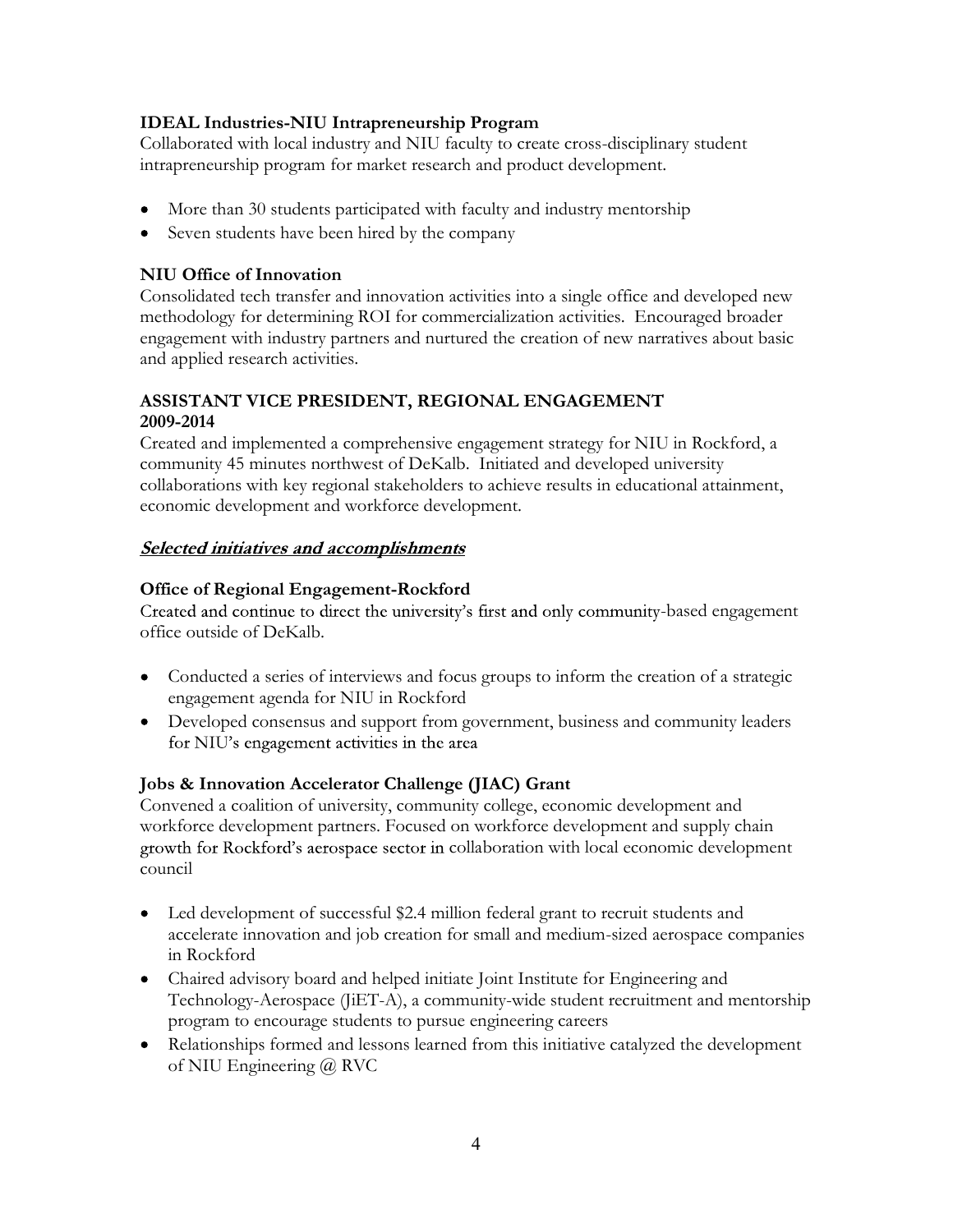### IDEAL Industries-NIU Intrapreneurship Program

Collaborated with local industry and NIU faculty to create cross-disciplinary student intrapreneurship program for market research and product development.

- More than 30 students participated with faculty and industry mentorship
- Seven students have been hired by the company

### NIU Office of Innovation

Consolidated tech transfer and innovation activities into a single office and developed new methodology for determining ROI for commercialization activities. Encouraged broader engagement with industry partners and nurtured the creation of new narratives about basic and applied research activities.

## ASSISTANT VICE PRESIDENT, REGIONAL ENGAGEMENT
**2009-2014**

Created and implemented a comprehensive engagement strategy for NIU in Rockford, a community 45 minutes northwest of DeKalb. Initiated and developed university collaborations with key regional stakeholders to achieve results in educational attainment, economic development and workforce development.

***Selected initiatives and accomplishments***

### Office of Regional Engagement-Rockford

Created and continue to direct the university's first and only community-based engagement office outside of DeKalb.

- Conducted a series of interviews and focus groups to inform the creation of a strategic engagement agenda for NIU in Rockford
- Developed consensus and support from government, business and community leaders for NIU's engagement activities in the area

### Jobs & Innovation Accelerator Challenge (JIAC) Grant

Convened a coalition of university, community college, economic development and workforce development partners. Focused on workforce development and supply chain growth for Rockford's aerospace sector in collaboration with local economic development council

- Led development of successful $2.4 million federal grant to recruit students and accelerate innovation and job creation for small and medium-sized aerospace companies in Rockford
- Chaired advisory board and helped initiate Joint Institute for Engineering and Technology-Aerospace (JiET-A), a community-wide student recruitment and mentorship program to encourage students to pursue engineering careers
- Relationships formed and lessons learned from this initiative catalyzed the development of NIU Engineering @ RVC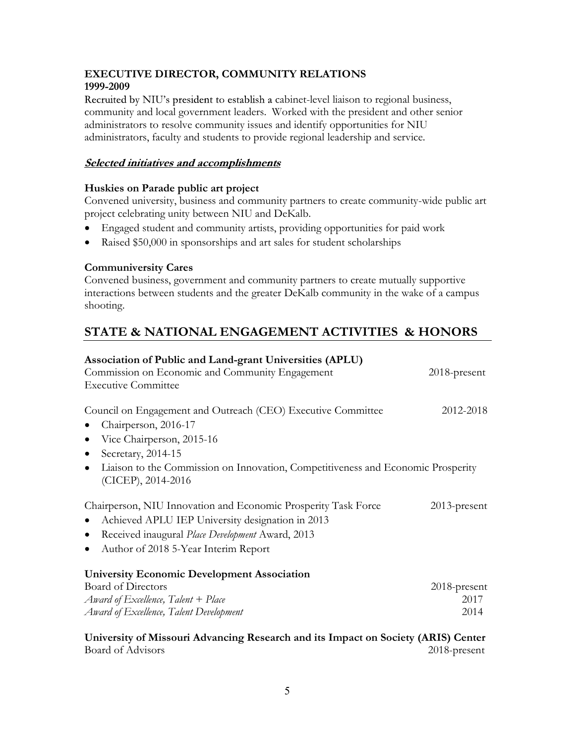### EXECUTIVE DIRECTOR, COMMUNITY RELATIONS
**1999-2009**

Recruited by NIU's president to establish a cabinet-level liaison to regional business, community and local government leaders. Worked with the president and other senior administrators to resolve community issues and identify opportunities for NIU administrators, faculty and students to provide regional leadership and service.

***Selected initiatives and accomplishments***

**Huskies on Parade public art project**

Convened university, business and community partners to create community-wide public art project celebrating unity between NIU and DeKalb.

- Engaged student and community artists, providing opportunities for paid work
- Raised $50,000 in sponsorships and art sales for student scholarships

**Communiversity Cares**

Convened business, government and community partners to create mutually supportive interactions between students and the greater DeKalb community in the wake of a campus shooting.

## STATE & NATIONAL ENGAGEMENT ACTIVITIES & HONORS

**Association of Public and Land-grant Universities (APLU)**

Commission on Economic and Community Engagement Executive Committee — 2018-present

Council on Engagement and Outreach (CEO) Executive Committee — 2012-2018

- Chairperson, 2016-17
- Vice Chairperson, 2015-16
- Secretary, 2014-15
- Liaison to the Commission on Innovation, Competitiveness and Economic Prosperity (CICEP), 2014-2016

Chairperson, NIU Innovation and Economic Prosperity Task Force — 2013-present

- Achieved APLU IEP University designation in 2013
- Received inaugural *Place Development* Award, 2013
- Author of 2018 5-Year Interim Report

**University Economic Development Association**

Board of Directors — 2018-present

*Award of Excellence, Talent + Place* — 2017

*Award of Excellence, Talent Development* — 2014

**University of Missouri Advancing Research and its Impact on Society (ARIS) Center**

Board of Advisors — 2018-present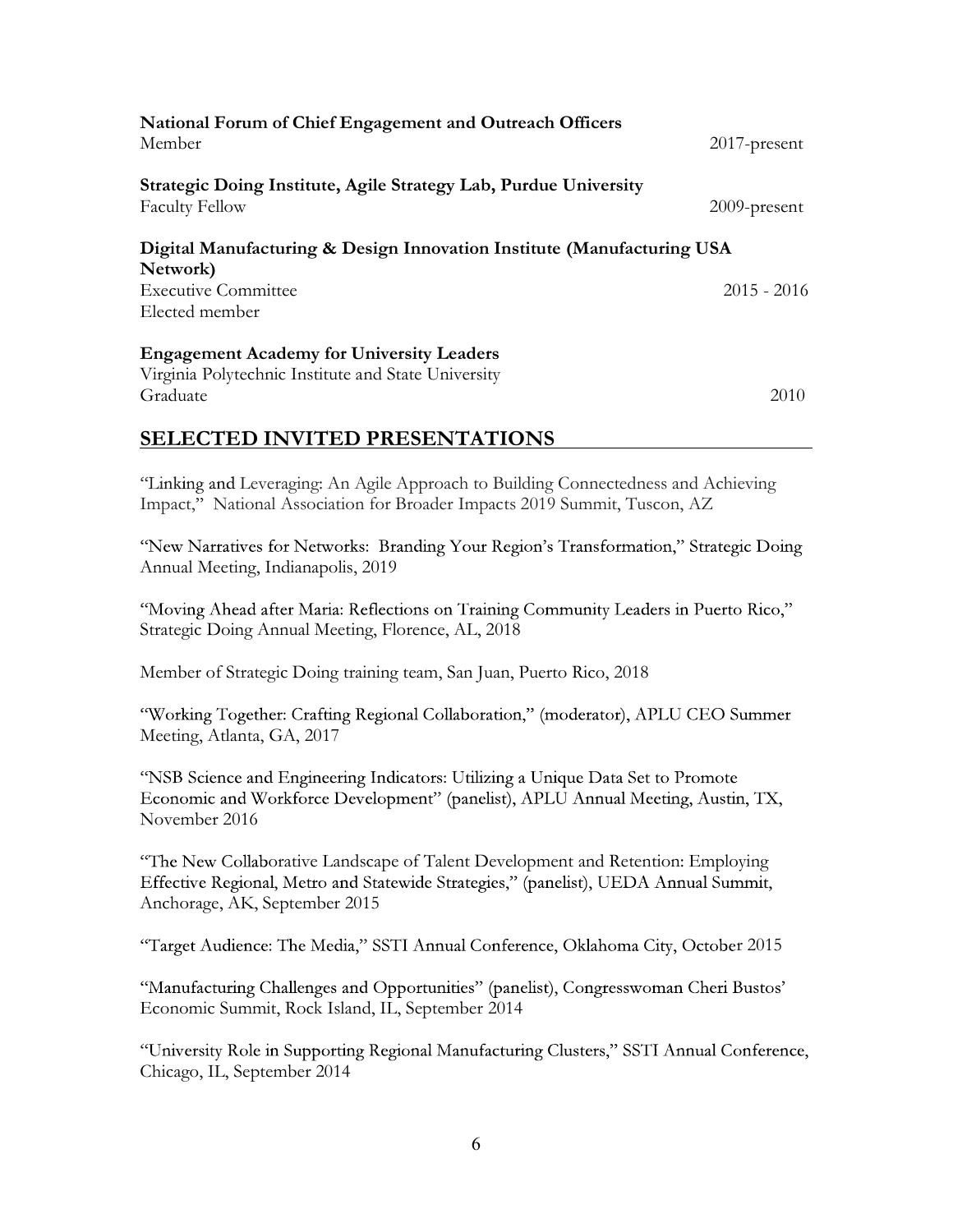**National Forum of Chief Engagement and Outreach Officers**
Member 2017-present

**Strategic Doing Institute, Agile Strategy Lab, Purdue University**
Faculty Fellow 2009-present

**Digital Manufacturing & Design Innovation Institute (Manufacturing USA Network)**
Executive Committee 2015 - 2016
Elected member

**Engagement Academy for University Leaders**
Virginia Polytechnic Institute and State University
Graduate 2010

## SELECTED INVITED PRESENTATIONS

"Linking and Leveraging: An Agile Approach to Building Connectedness and Achieving Impact," National Association for Broader Impacts 2019 Summit, Tuscon, AZ

"New Narratives for Networks: Branding Your Region's Transformation," Strategic Doing Annual Meeting, Indianapolis, 2019

"Moving Ahead after Maria: Reflections on Training Community Leaders in Puerto Rico," Strategic Doing Annual Meeting, Florence, AL, 2018

Member of Strategic Doing training team, San Juan, Puerto Rico, 2018

"Working Together: Crafting Regional Collaboration," (moderator), APLU CEO Summer Meeting, Atlanta, GA, 2017

"NSB Science and Engineering Indicators: Utilizing a Unique Data Set to Promote Economic and Workforce Development" (panelist), APLU Annual Meeting, Austin, TX, November 2016

"The New Collaborative Landscape of Talent Development and Retention: Employing Effective Regional, Metro and Statewide Strategies," (panelist), UEDA Annual Summit, Anchorage, AK, September 2015

"Target Audience: The Media," SSTI Annual Conference, Oklahoma City, October 2015

"Manufacturing Challenges and Opportunities" (panelist), Congresswoman Cheri Bustos' Economic Summit, Rock Island, IL, September 2014

"University Role in Supporting Regional Manufacturing Clusters," SSTI Annual Conference, Chicago, IL, September 2014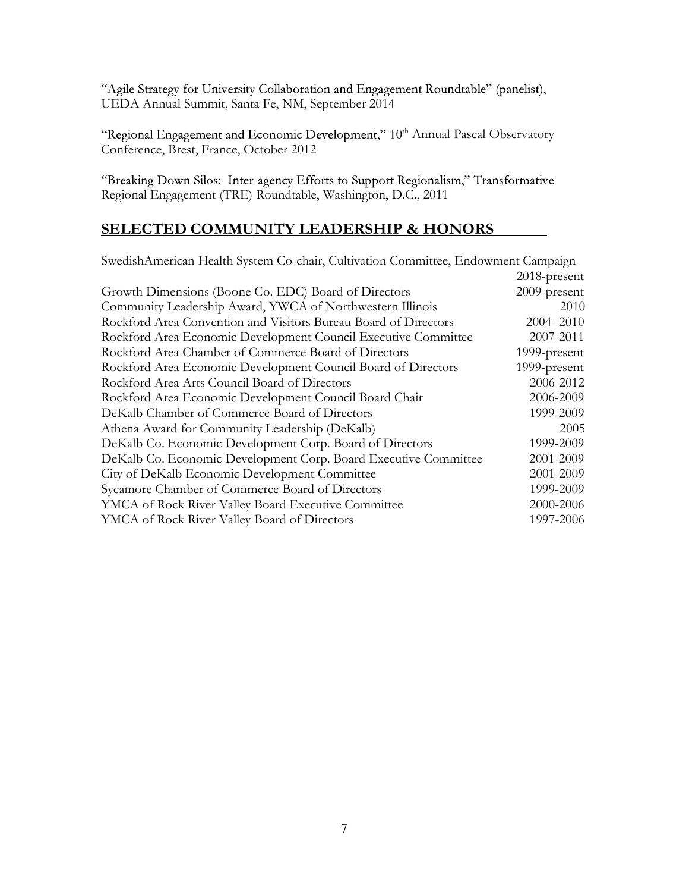"Agile Strategy for University Collaboration and Engagement Roundtable" (panelist), UEDA Annual Summit, Santa Fe, NM, September 2014

"Regional Engagement and Economic Development," 10th Annual Pascal Observatory Conference, Brest, France, October 2012

"Breaking Down Silos: Inter-agency Efforts to Support Regionalism," Transformative Regional Engagement (TRE) Roundtable, Washington, D.C., 2011

## SELECTED COMMUNITY LEADERSHIP & HONORS

| | |
|---|---|
| SwedishAmerican Health System Co-chair, Cultivation Committee, Endowment Campaign | 2018-present |
| Growth Dimensions (Boone Co. EDC) Board of Directors | 2009-present |
| Community Leadership Award, YWCA of Northwestern Illinois | 2010 |
| Rockford Area Convention and Visitors Bureau Board of Directors | 2004- 2010 |
| Rockford Area Economic Development Council Executive Committee | 2007-2011 |
| Rockford Area Chamber of Commerce Board of Directors | 1999-present |
| Rockford Area Economic Development Council Board of Directors | 1999-present |
| Rockford Area Arts Council Board of Directors | 2006-2012 |
| Rockford Area Economic Development Council Board Chair | 2006-2009 |
| DeKalb Chamber of Commerce Board of Directors | 1999-2009 |
| Athena Award for Community Leadership (DeKalb) | 2005 |
| DeKalb Co. Economic Development Corp. Board of Directors | 1999-2009 |
| DeKalb Co. Economic Development Corp. Board Executive Committee | 2001-2009 |
| City of DeKalb Economic Development Committee | 2001-2009 |
| Sycamore Chamber of Commerce Board of Directors | 1999-2009 |
| YMCA of Rock River Valley Board Executive Committee | 2000-2006 |
| YMCA of Rock River Valley Board of Directors | 1997-2006 |